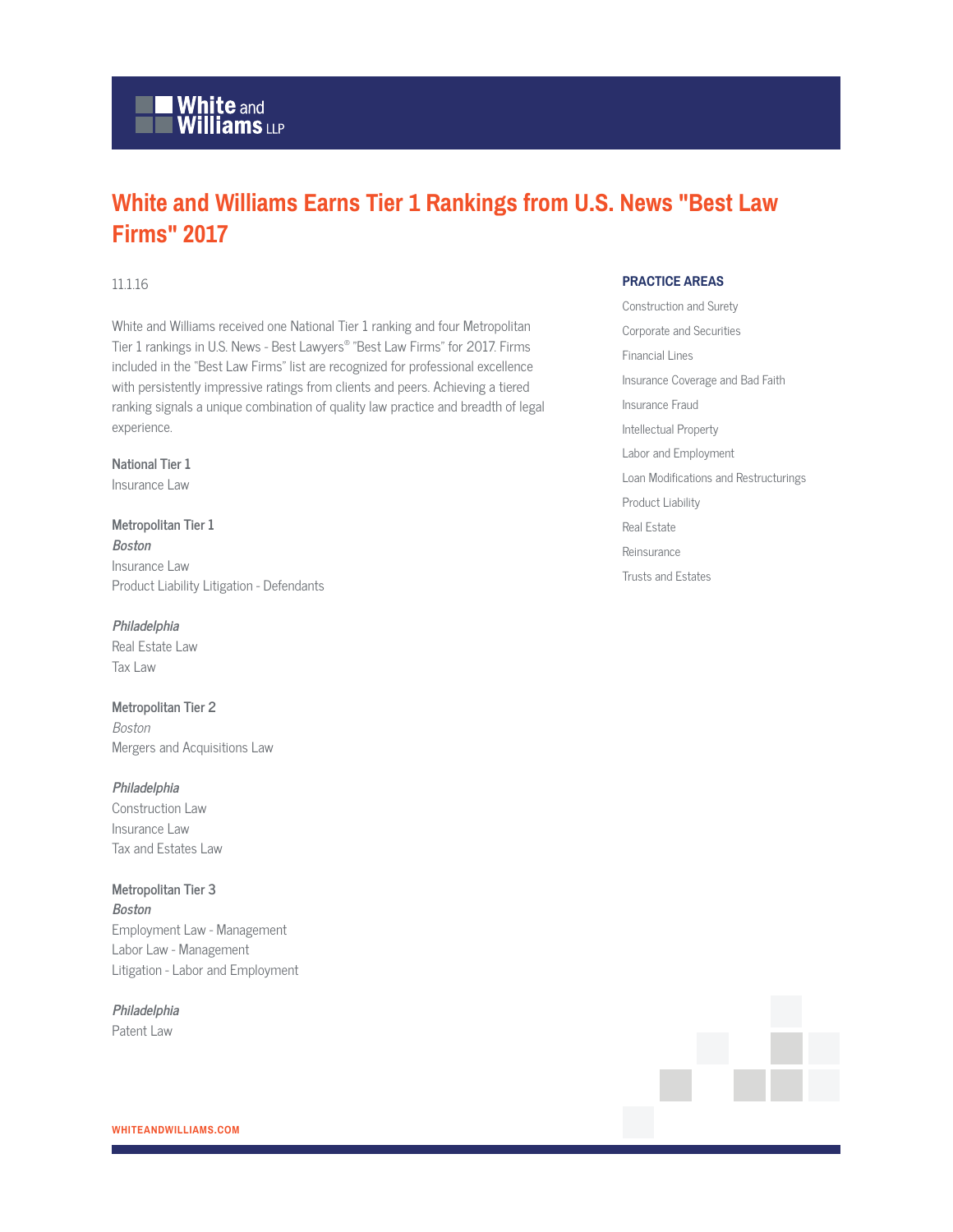# White and Williams Earns Tier 1 Rankings from U.S. News "Best Law Firms" 2017

11.1.16

White and Williams received one National Tier 1 ranking and four Metropolitan Tier 1 rankings in U.S. News - Best Lawyers® "Best Law Firms" for 2017. Firms included in the "Best Law Firms" list are recognized for professional excellence with persistently impressive ratings from clients and peers. Achieving a tiered ranking signals a unique combination of quality law practice and breadth of legal experience.

**National Tier 1**
Insurance Law

**Metropolitan Tier 1**
***Boston***
Insurance Law
Product Liability Litigation - Defendants

***Philadelphia***
Real Estate Law
Tax Law

**Metropolitan Tier 2**
*Boston*
Mergers and Acquisitions Law

***Philadelphia***
Construction Law
Insurance Law
Tax and Estates Law

**Metropolitan Tier 3**
***Boston***
Employment Law - Management
Labor Law - Management
Litigation - Labor and Employment

***Philadelphia***
Patent Law

## PRACTICE AREAS

- Construction and Surety
- Corporate and Securities
- Financial Lines
- Insurance Coverage and Bad Faith
- Insurance Fraud
- Intellectual Property
- Labor and Employment
- Loan Modifications and Restructurings
- Product Liability
- Real Estate
- Reinsurance
- Trusts and Estates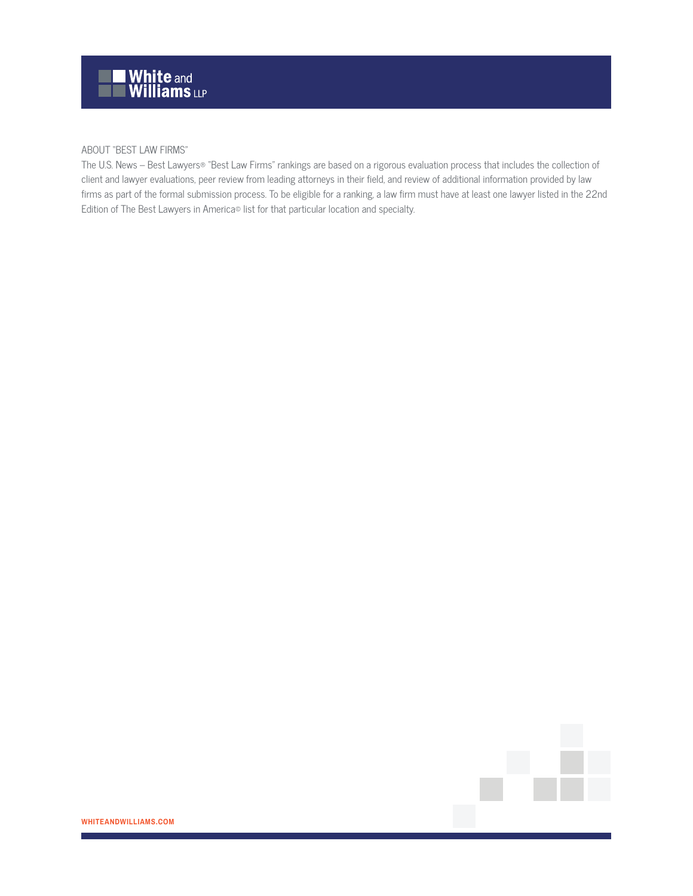ABOUT "BEST LAW FIRMS"

The U.S. News – Best Lawyers® "Best Law Firms" rankings are based on a rigorous evaluation process that includes the collection of client and lawyer evaluations, peer review from leading attorneys in their field, and review of additional information provided by law firms as part of the formal submission process. To be eligible for a ranking, a law firm must have at least one lawyer listed in the 22nd Edition of The Best Lawyers in America© list for that particular location and specialty.